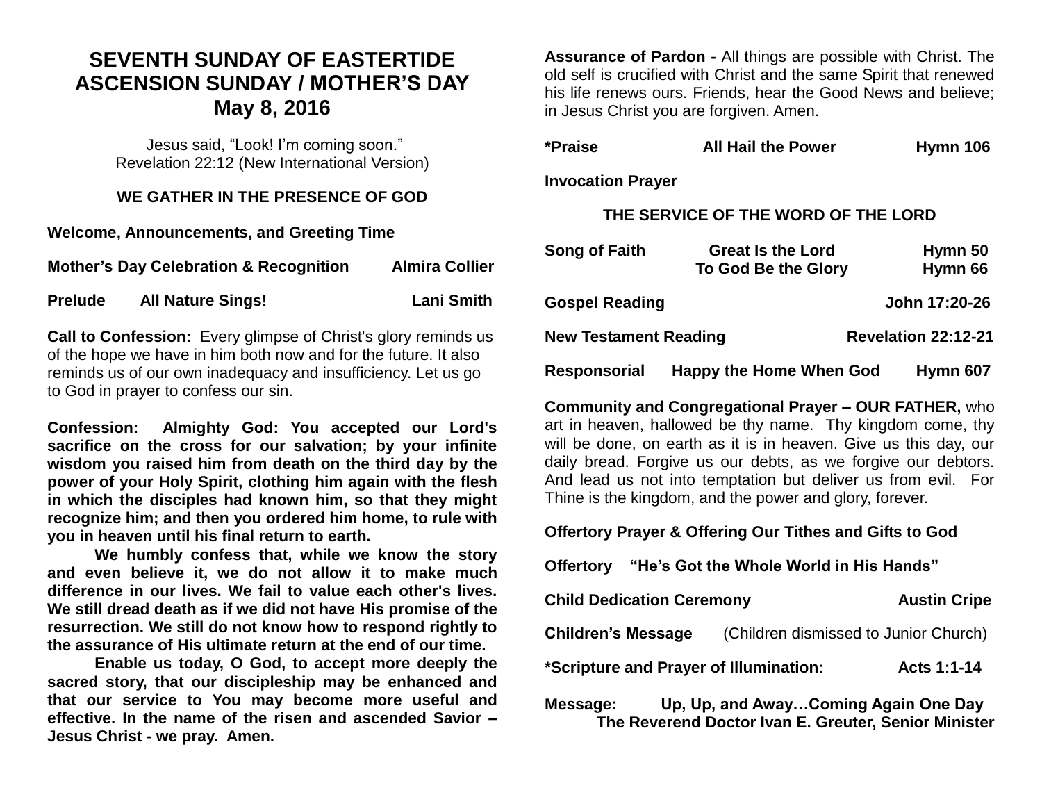# SEVENTH SUNDAY OF EASTERTIDE
# ASCENSION SUNDAY / MOTHER'S DAY
# May 8, 2016

Jesus said, "Look! I'm coming soon."
Revelation 22:12 (New International Version)

## WE GATHER IN THE PRESENCE OF GOD

**Welcome, Announcements, and Greeting Time**

**Mother's Day Celebration & Recognition** **Almira Collier**

**Prelude** **All Nature Sings!** **Lani Smith**

**Call to Confession:** Every glimpse of Christ's glory reminds us of the hope we have in him both now and for the future. It also reminds us of our own inadequacy and insufficiency. Let us go to God in prayer to confess our sin.

**Confession: Almighty God: You accepted our Lord's sacrifice on the cross for our salvation; by your infinite wisdom you raised him from death on the third day by the power of your Holy Spirit, clothing him again with the flesh in which the disciples had known him, so that they might recognize him; and then you ordered him home, to rule with you in heaven until his final return to earth.**

**We humbly confess that, while we know the story and even believe it, we do not allow it to make much difference in our lives. We fail to value each other's lives. We still dread death as if we did not have His promise of the resurrection. We still do not know how to respond rightly to the assurance of His ultimate return at the end of our time.**

**Enable us today, O God, to accept more deeply the sacred story, that our discipleship may be enhanced and that our service to You may become more useful and effective. In the name of the risen and ascended Savior – Jesus Christ - we pray. Amen.**

**Assurance of Pardon -** All things are possible with Christ. The old self is crucified with Christ and the same Spirit that renewed his life renews ours. Friends, hear the Good News and believe; in Jesus Christ you are forgiven. Amen.

**\*Praise** **All Hail the Power** **Hymn 106**

**Invocation Prayer**

## THE SERVICE OF THE WORD OF THE LORD

**Song of Faith** **Great Is the Lord** **Hymn 50**
**To God Be the Glory** **Hymn 66**

**Gospel Reading** **John 17:20-26**

**New Testament Reading** **Revelation 22:12-21**

**Responsorial** **Happy the Home When God** **Hymn 607**

**Community and Congregational Prayer – OUR FATHER,** who art in heaven, hallowed be thy name. Thy kingdom come, thy will be done, on earth as it is in heaven. Give us this day, our daily bread. Forgive us our debts, as we forgive our debtors. And lead us not into temptation but deliver us from evil. For Thine is the kingdom, and the power and glory, forever.

**Offertory Prayer & Offering Our Tithes and Gifts to God**

**Offertory** **"He's Got the Whole World in His Hands"**

**Child Dedication Ceremony** **Austin Cripe**

**Children's Message** (Children dismissed to Junior Church)

**\*Scripture and Prayer of Illumination:** **Acts 1:1-14**

**Message:** **Up, Up, and Away…Coming Again One Day**
**The Reverend Doctor Ivan E. Greuter, Senior Minister**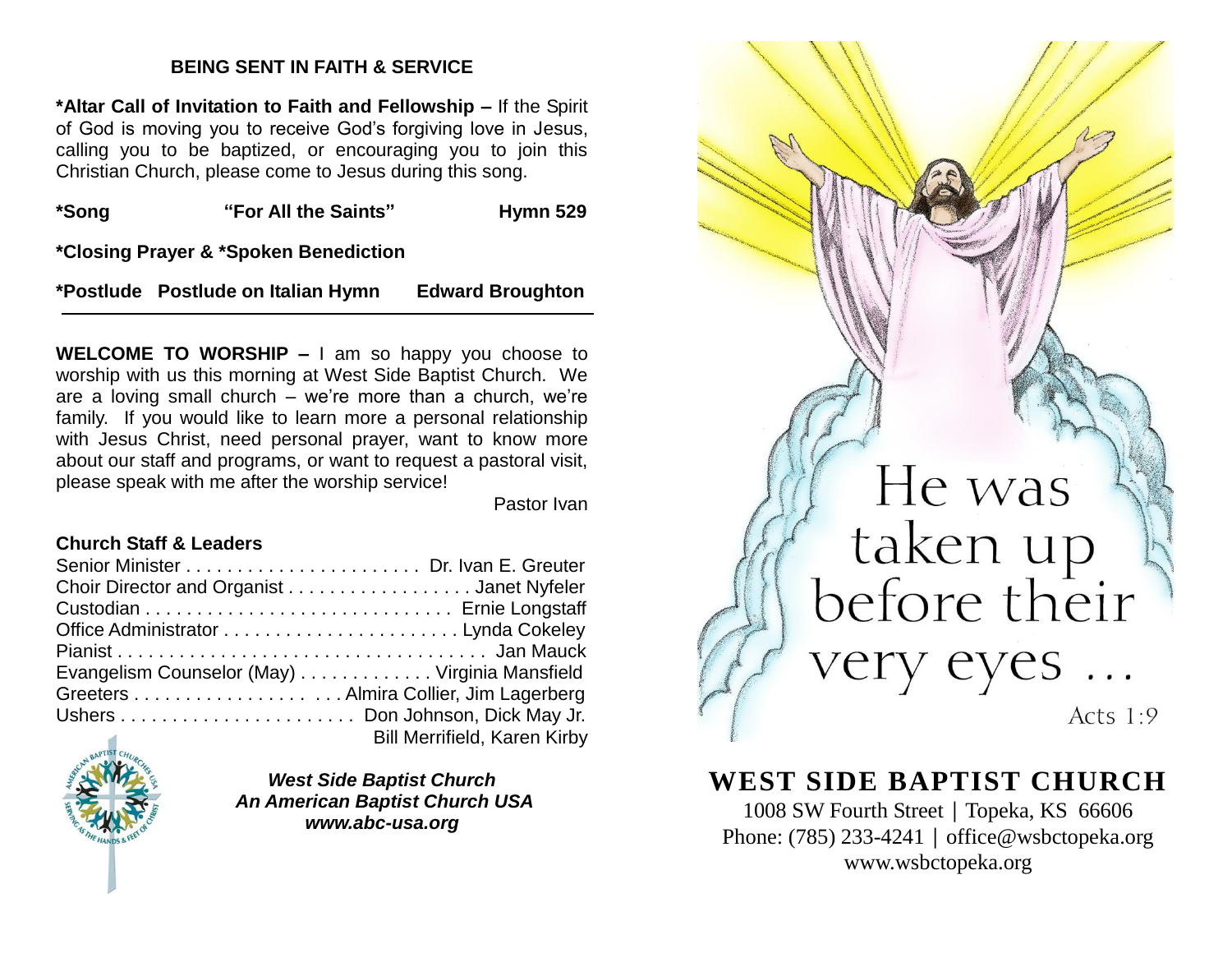## BEING SENT IN FAITH & SERVICE

**\*Altar Call of Invitation to Faith and Fellowship –** If the Spirit of God is moving you to receive God's forgiving love in Jesus, calling you to be baptized, or encouraging you to join this Christian Church, please come to Jesus during this song.

**\*Song "For All the Saints" Hymn 529**

**\*Closing Prayer & \*Spoken Benediction**

**\*Postlude Postlude on Italian Hymn Edward Broughton**

---

**WELCOME TO WORSHIP –** I am so happy you choose to worship with us this morning at West Side Baptist Church. We are a loving small church – we're more than a church, we're family. If you would like to learn more a personal relationship with Jesus Christ, need personal prayer, want to know more about our staff and programs, or want to request a pastoral visit, please speak with me after the worship service!

Pastor Ivan

**Church Staff & Leaders**

Senior Minister . . . . . . . . . . . . . . . . . . . . . . . Dr. Ivan E. Greuter
Choir Director and Organist . . . . . . . . . . . . . . . . . . Janet Nyfeler
Custodian . . . . . . . . . . . . . . . . . . . . . . . . . . . . . . Ernie Longstaff
Office Administrator . . . . . . . . . . . . . . . . . . . . . . . Lynda Cokeley
Pianist . . . . . . . . . . . . . . . . . . . . . . . . . . . . . . . . . . . . Jan Mauck
Evangelism Counselor (May) . . . . . . . . . . . . . Virginia Mansfield
Greeters . . . . . . . . . . . . . . . . . . . . Almira Collier, Jim Lagerberg
Ushers . . . . . . . . . . . . . . . . . . . . . . . Don Johnson, Dick May Jr.
Bill Merrifield, Karen Kirby

***West Side Baptist Church***
***An American Baptist Church USA***
***www.abc-usa.org***

He was taken up before their very eyes …

Acts 1:9

# WEST SIDE BAPTIST CHURCH

1008 SW Fourth Street | Topeka, KS 66606
Phone: (785) 233-4241 | office@wsbctopeka.org
www.wsbctopeka.org